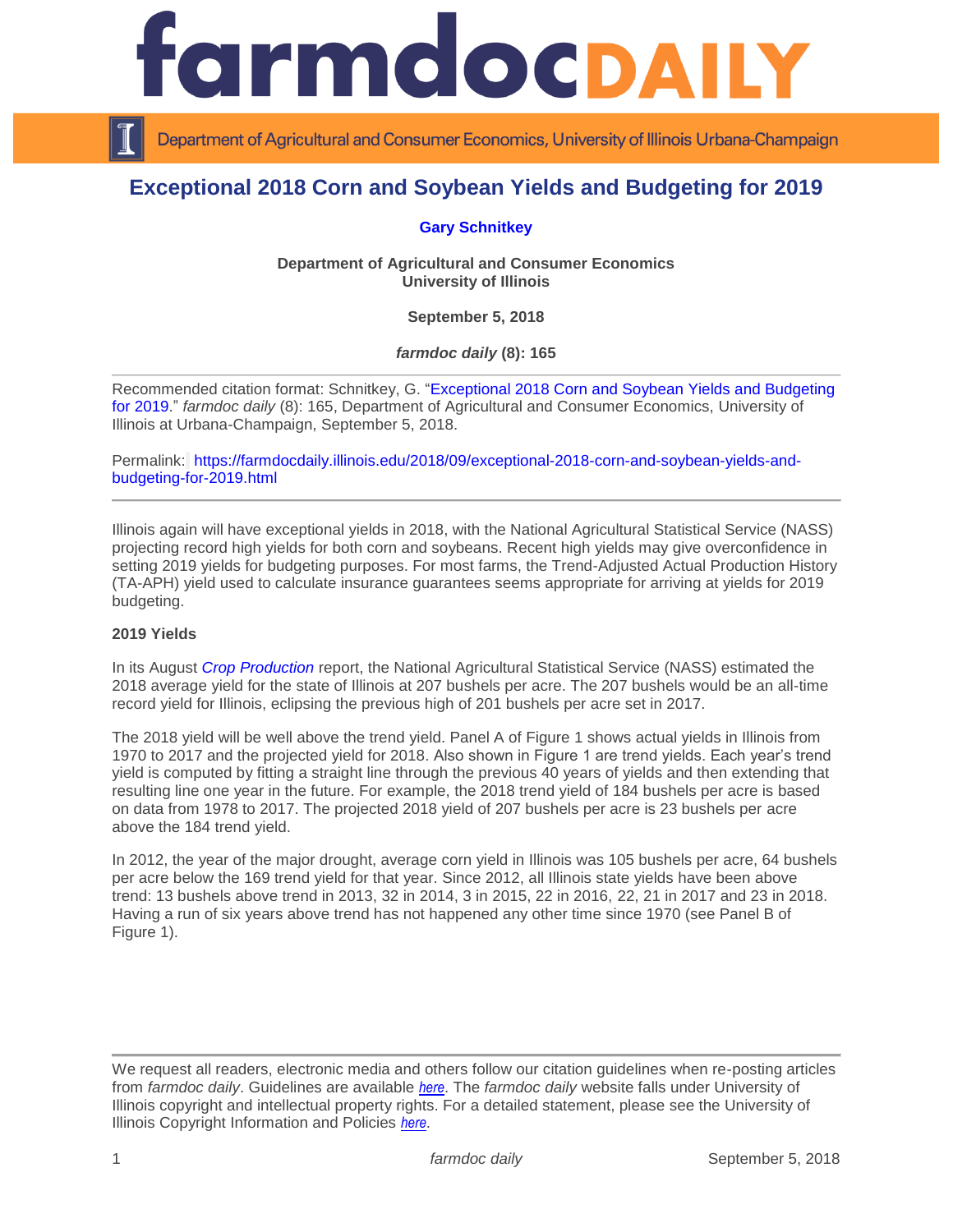# farmdoc DAILY

Department of Agricultural and Consumer Economics, University of Illinois Urbana-Champaign

## Exceptional 2018 Corn and Soybean Yields and Budgeting for 2019

**Gary Schnitkey**

**Department of Agricultural and Consumer Economics**
**University of Illinois**

**September 5, 2018**

***farmdoc daily* (8): 165**

Recommended citation format: Schnitkey, G. "Exceptional 2018 Corn and Soybean Yields and Budgeting for 2019." *farmdoc daily* (8): 165, Department of Agricultural and Consumer Economics, University of Illinois at Urbana-Champaign, September 5, 2018.

Permalink: https://farmdocdaily.illinois.edu/2018/09/exceptional-2018-corn-and-soybean-yields-and-budgeting-for-2019.html

---

Illinois again will have exceptional yields in 2018, with the National Agricultural Statistical Service (NASS) projecting record high yields for both corn and soybeans. Recent high yields may give overconfidence in setting 2019 yields for budgeting purposes. For most farms, the Trend-Adjusted Actual Production History (TA-APH) yield used to calculate insurance guarantees seems appropriate for arriving at yields for 2019 budgeting.

**2019 Yields**

In its August *Crop Production* report, the National Agricultural Statistical Service (NASS) estimated the 2018 average yield for the state of Illinois at 207 bushels per acre. The 207 bushels would be an all-time record yield for Illinois, eclipsing the previous high of 201 bushels per acre set in 2017.

The 2018 yield will be well above the trend yield. Panel A of Figure 1 shows actual yields in Illinois from 1970 to 2017 and the projected yield for 2018. Also shown in Figure 1 are trend yields. Each year's trend yield is computed by fitting a straight line through the previous 40 years of yields and then extending that resulting line one year in the future. For example, the 2018 trend yield of 184 bushels per acre is based on data from 1978 to 2017. The projected 2018 yield of 207 bushels per acre is 23 bushels per acre above the 184 trend yield.

In 2012, the year of the major drought, average corn yield in Illinois was 105 bushels per acre, 64 bushels per acre below the 169 trend yield for that year. Since 2012, all Illinois state yields have been above trend: 13 bushels above trend in 2013, 32 in 2014, 3 in 2015, 22 in 2016, 22, 21 in 2017 and 23 in 2018. Having a run of six years above trend has not happened any other time since 1970 (see Panel B of Figure 1).

---

We request all readers, electronic media and others follow our citation guidelines when re-posting articles from *farmdoc daily*. Guidelines are available *here*. The *farmdoc daily* website falls under University of Illinois copyright and intellectual property rights. For a detailed statement, please see the University of Illinois Copyright Information and Policies *here*.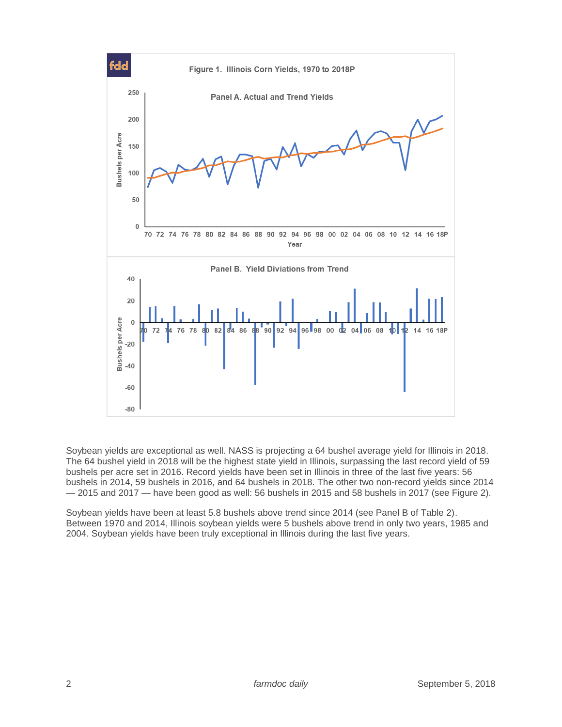Figure 1. Illinois Corn Yields, 1970 to 2018P

Soybean yields are exceptional as well. NASS is projecting a 64 bushel average yield for Illinois in 2018. The 64 bushel yield in 2018 will be the highest state yield in Illinois, surpassing the last record yield of 59 bushels per acre set in 2016. Record yields have been set in Illinois in three of the last five years: 56 bushels in 2014, 59 bushels in 2016, and 64 bushels in 2018. The other two non-record yields since 2014 — 2015 and 2017 — have been good as well: 56 bushels in 2015 and 58 bushels in 2017 (see Figure 2).

Soybean yields have been at least 5.8 bushels above trend since 2014 (see Panel B of Table 2). Between 1970 and 2014, Illinois soybean yields were 5 bushels above trend in only two years, 1985 and 2004. Soybean yields have been truly exceptional in Illinois during the last five years.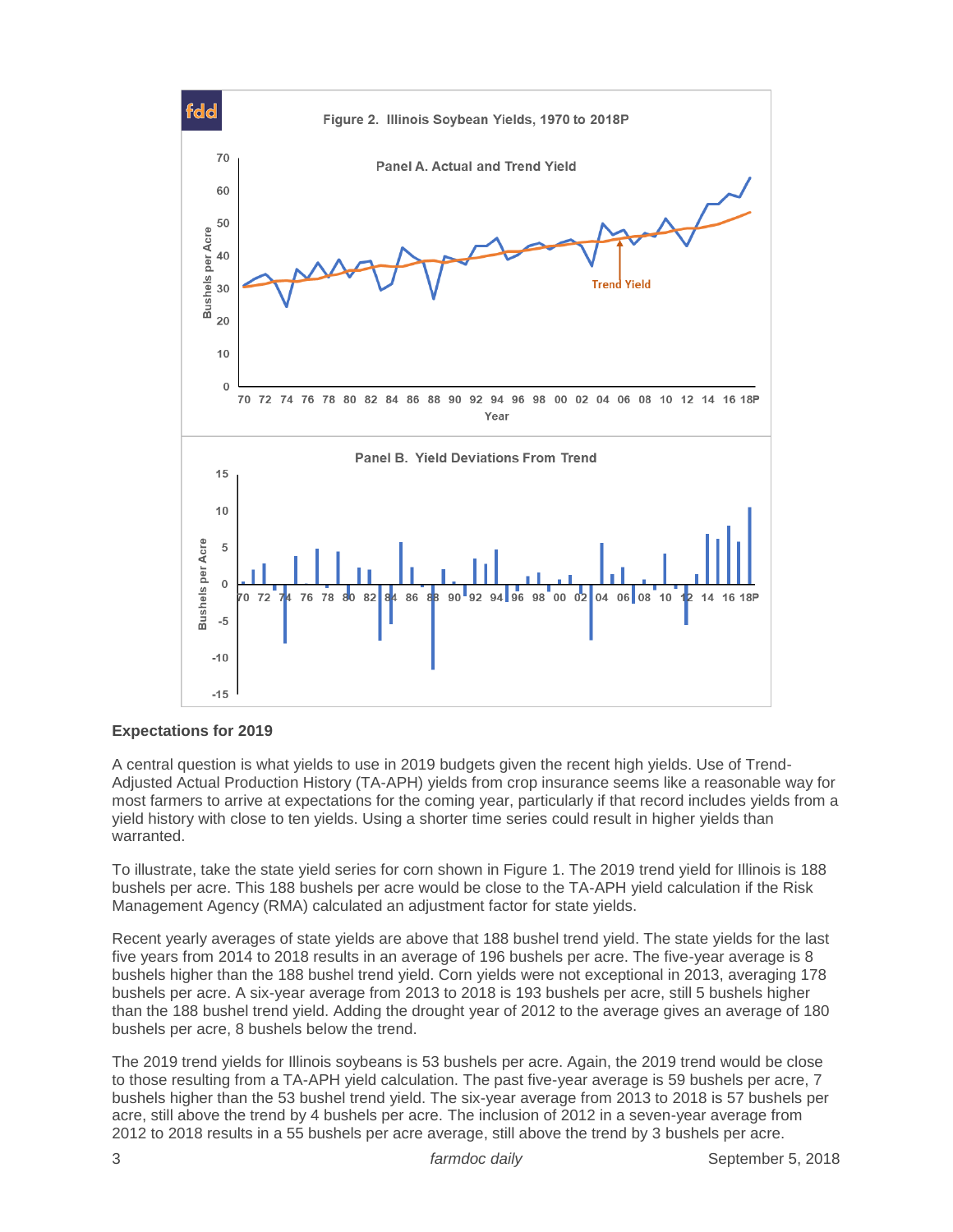Figure 2. Illinois Soybean Yields, 1970 to 2018P

Panel A. Actual and Trend Yield

Panel B. Yield Deviations From Trend

### Expectations for 2019

A central question is what yields to use in 2019 budgets given the recent high yields. Use of Trend-Adjusted Actual Production History (TA-APH) yields from crop insurance seems like a reasonable way for most farmers to arrive at expectations for the coming year, particularly if that record includes yields from a yield history with close to ten yields. Using a shorter time series could result in higher yields than warranted.

To illustrate, take the state yield series for corn shown in Figure 1. The 2019 trend yield for Illinois is 188 bushels per acre. This 188 bushels per acre would be close to the TA-APH yield calculation if the Risk Management Agency (RMA) calculated an adjustment factor for state yields.

Recent yearly averages of state yields are above that 188 bushel trend yield. The state yields for the last five years from 2014 to 2018 results in an average of 196 bushels per acre. The five-year average is 8 bushels higher than the 188 bushel trend yield. Corn yields were not exceptional in 2013, averaging 178 bushels per acre. A six-year average from 2013 to 2018 is 193 bushels per acre, still 5 bushels higher than the 188 bushel trend yield. Adding the drought year of 2012 to the average gives an average of 180 bushels per acre, 8 bushels below the trend.

The 2019 trend yields for Illinois soybeans is 53 bushels per acre. Again, the 2019 trend would be close to those resulting from a TA-APH yield calculation. The past five-year average is 59 bushels per acre, 7 bushels higher than the 53 bushel trend yield. The six-year average from 2013 to 2018 is 57 bushels per acre, still above the trend by 4 bushels per acre. The inclusion of 2012 in a seven-year average from 2012 to 2018 results in a 55 bushels per acre average, still above the trend by 3 bushels per acre.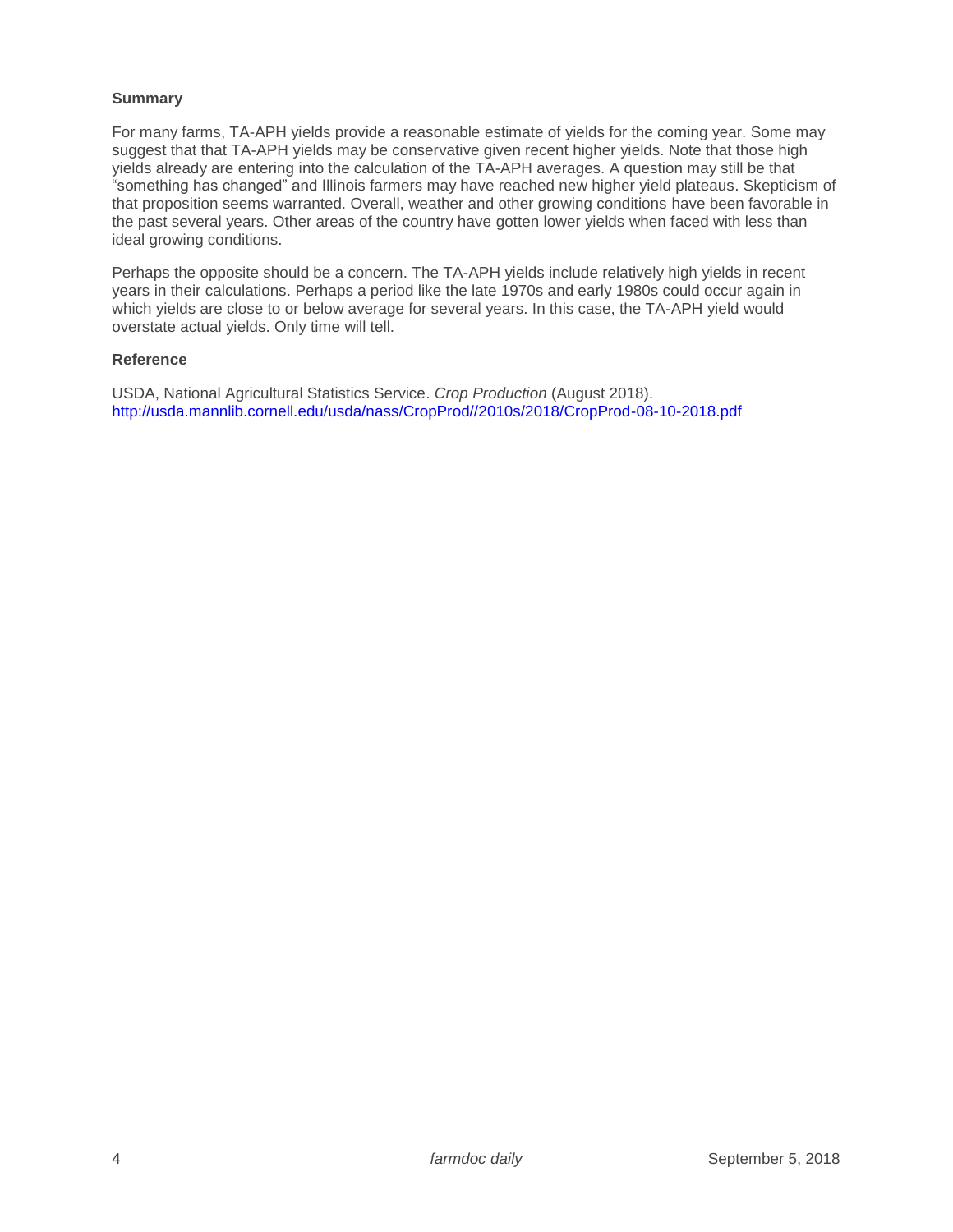**Summary**

For many farms, TA-APH yields provide a reasonable estimate of yields for the coming year. Some may suggest that that TA-APH yields may be conservative given recent higher yields. Note that those high yields already are entering into the calculation of the TA-APH averages. A question may still be that "something has changed" and Illinois farmers may have reached new higher yield plateaus. Skepticism of that proposition seems warranted. Overall, weather and other growing conditions have been favorable in the past several years. Other areas of the country have gotten lower yields when faced with less than ideal growing conditions.

Perhaps the opposite should be a concern. The TA-APH yields include relatively high yields in recent years in their calculations. Perhaps a period like the late 1970s and early 1980s could occur again in which yields are close to or below average for several years. In this case, the TA-APH yield would overstate actual yields. Only time will tell.

**Reference**

USDA, National Agricultural Statistics Service. *Crop Production* (August 2018). http://usda.mannlib.cornell.edu/usda/nass/CropProd//2010s/2018/CropProd-08-10-2018.pdf